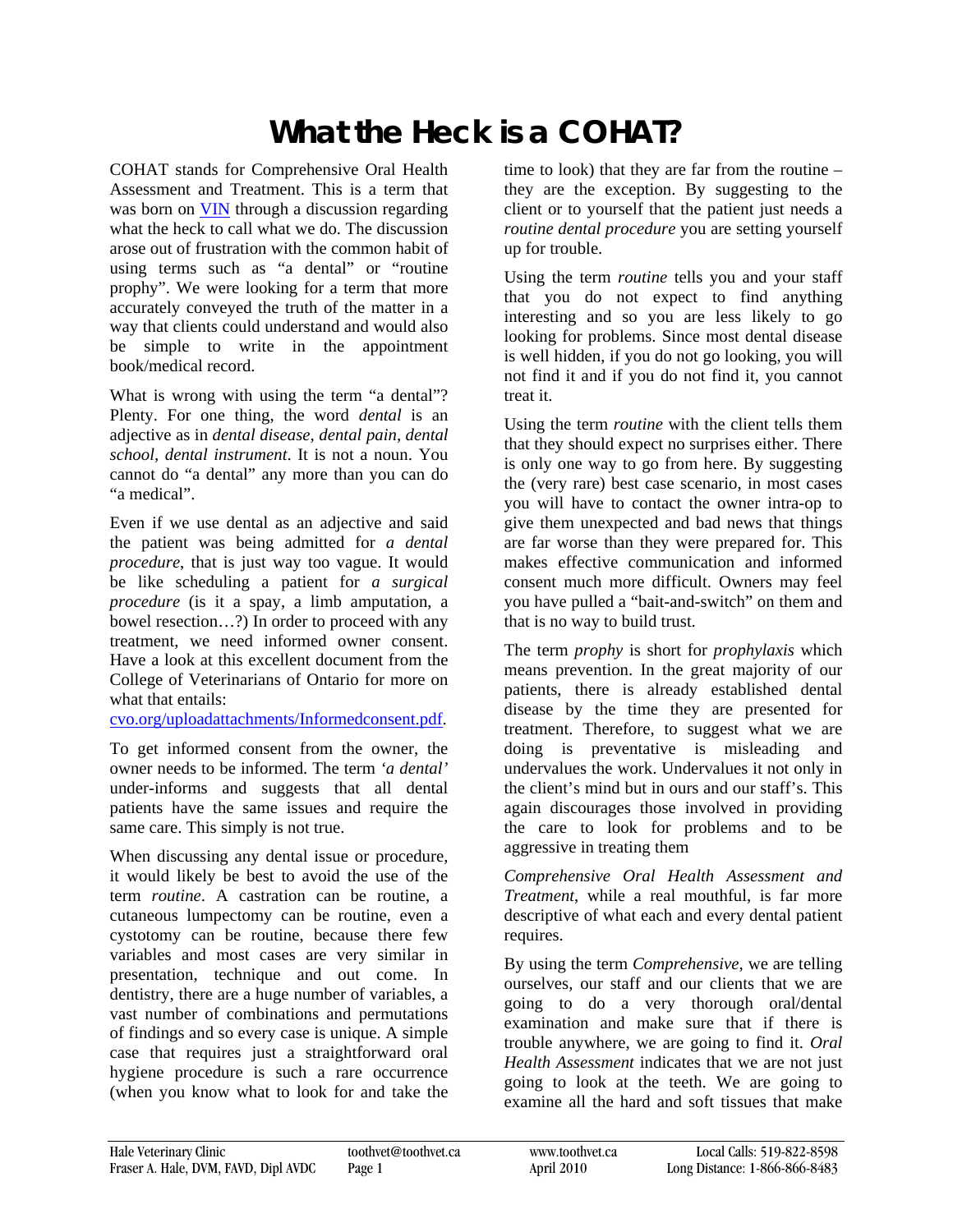# What the Heck is a COHAT?

COHAT stands for Comprehensive Oral Health Assessment and Treatment. This is a term that was born on [VIN](VIN) through a discussion regarding what the heck to call what we do. The discussion arose out of frustration with the common habit of using terms such as "a dental" or "routine prophy". We were looking for a term that more accurately conveyed the truth of the matter in a way that clients could understand and would also be simple to write in the appointment book/medical record.

What is wrong with using the term "a dental"? Plenty. For one thing, the word *dental* is an adjective as in *dental disease, dental pain, dental school, dental instrument*. It is not a noun. You cannot do "a dental" any more than you can do "a medical".

Even if we use dental as an adjective and said the patient was being admitted for *a dental procedure*, that is just way too vague. It would be like scheduling a patient for *a surgical procedure* (is it a spay, a limb amputation, a bowel resection…?) In order to proceed with any treatment, we need informed owner consent. Have a look at this excellent document from the College of Veterinarians of Ontario for more on what that entails: cvo.org/uploadattachments/Informedconsent.pdf.

To get informed consent from the owner, the owner needs to be informed. The term *'a dental'* under-informs and suggests that all dental patients have the same issues and require the same care. This simply is not true.

When discussing any dental issue or procedure, it would likely be best to avoid the use of the term *routine*. A castration can be routine, a cutaneous lumpectomy can be routine, even a cystotomy can be routine, because there few variables and most cases are very similar in presentation, technique and out come. In dentistry, there are a huge number of variables, a vast number of combinations and permutations of findings and so every case is unique. A simple case that requires just a straightforward oral hygiene procedure is such a rare occurrence (when you know what to look for and take the time to look) that they are far from the routine – they are the exception. By suggesting to the client or to yourself that the patient just needs a *routine dental procedure* you are setting yourself up for trouble.

Using the term *routine* tells you and your staff that you do not expect to find anything interesting and so you are less likely to go looking for problems. Since most dental disease is well hidden, if you do not go looking, you will not find it and if you do not find it, you cannot treat it.

Using the term *routine* with the client tells them that they should expect no surprises either. There is only one way to go from here. By suggesting the (very rare) best case scenario, in most cases you will have to contact the owner intra-op to give them unexpected and bad news that things are far worse than they were prepared for. This makes effective communication and informed consent much more difficult. Owners may feel you have pulled a "bait-and-switch" on them and that is no way to build trust.

The term *prophy* is short for *prophylaxis* which means prevention. In the great majority of our patients, there is already established dental disease by the time they are presented for treatment. Therefore, to suggest what we are doing is preventative is misleading and undervalues the work. Undervalues it not only in the client's mind but in ours and our staff's. This again discourages those involved in providing the care to look for problems and to be aggressive in treating them

*Comprehensive Oral Health Assessment and Treatment*, while a real mouthful, is far more descriptive of what each and every dental patient requires.

By using the term *Comprehensive*, we are telling ourselves, our staff and our clients that we are going to do a very thorough oral/dental examination and make sure that if there is trouble anywhere, we are going to find it. *Oral Health Assessment* indicates that we are not just going to look at the teeth. We are going to examine all the hard and soft tissues that make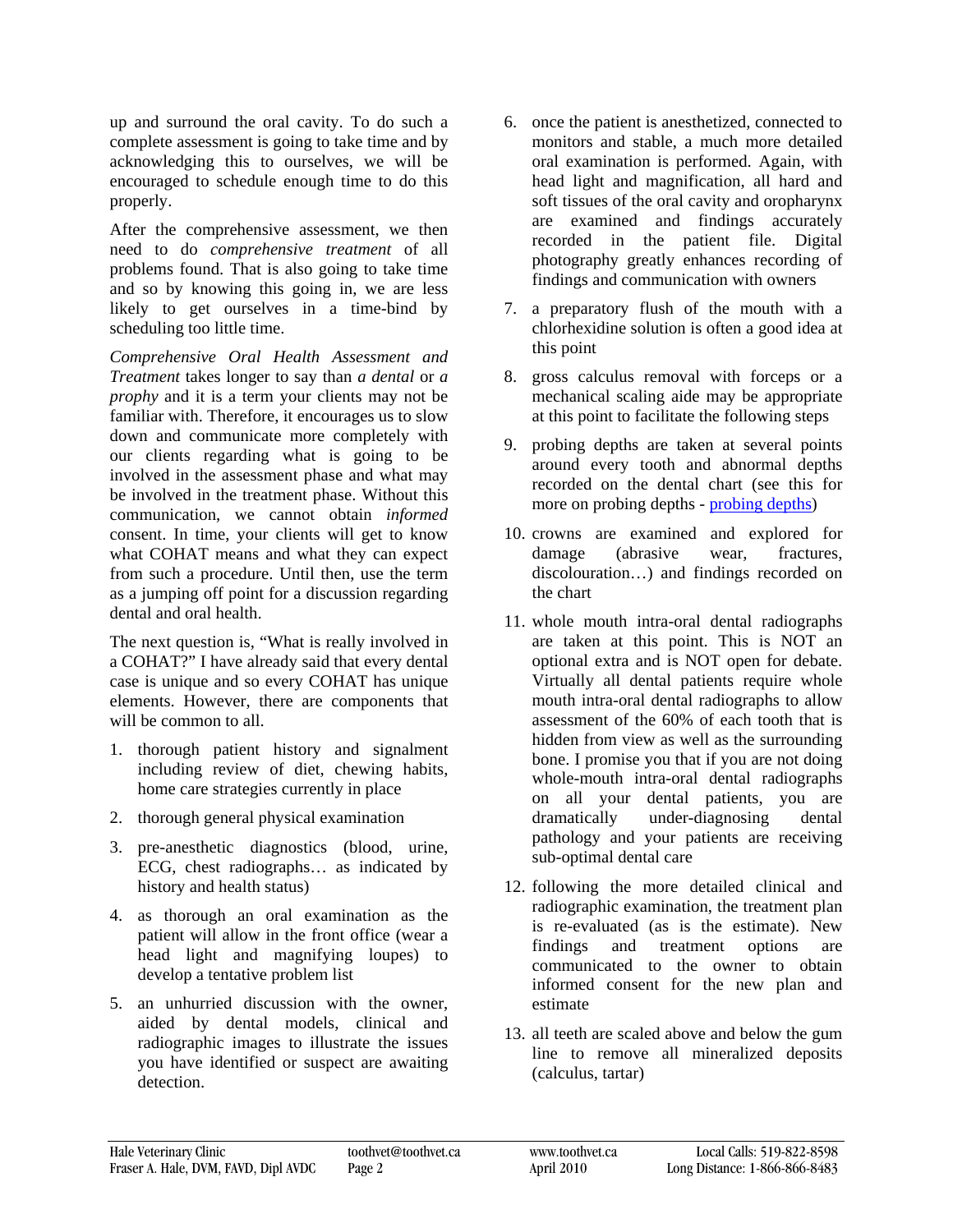up and surround the oral cavity. To do such a complete assessment is going to take time and by acknowledging this to ourselves, we will be encouraged to schedule enough time to do this properly.

After the comprehensive assessment, we then need to do *comprehensive treatment* of all problems found. That is also going to take time and so by knowing this going in, we are less likely to get ourselves in a time-bind by scheduling too little time.

*Comprehensive Oral Health Assessment and Treatment* takes longer to say than *a dental* or *a prophy* and it is a term your clients may not be familiar with. Therefore, it encourages us to slow down and communicate more completely with our clients regarding what is going to be involved in the assessment phase and what may be involved in the treatment phase. Without this communication, we cannot obtain *informed* consent. In time, your clients will get to know what COHAT means and what they can expect from such a procedure. Until then, use the term as a jumping off point for a discussion regarding dental and oral health.

The next question is, "What is really involved in a COHAT?" I have already said that every dental case is unique and so every COHAT has unique elements. However, there are components that will be common to all.

1. thorough patient history and signalment including review of diet, chewing habits, home care strategies currently in place
2. thorough general physical examination
3. pre-anesthetic diagnostics (blood, urine, ECG, chest radiographs… as indicated by history and health status)
4. as thorough an oral examination as the patient will allow in the front office (wear a head light and magnifying loupes) to develop a tentative problem list
5. an unhurried discussion with the owner, aided by dental models, clinical and radiographic images to illustrate the issues you have identified or suspect are awaiting detection.
6. once the patient is anesthetized, connected to monitors and stable, a much more detailed oral examination is performed. Again, with head light and magnification, all hard and soft tissues of the oral cavity and oropharynx are examined and findings accurately recorded in the patient file. Digital photography greatly enhances recording of findings and communication with owners
7. a preparatory flush of the mouth with a chlorhexidine solution is often a good idea at this point
8. gross calculus removal with forceps or a mechanical scaling aide may be appropriate at this point to facilitate the following steps
9. probing depths are taken at several points around every tooth and abnormal depths recorded on the dental chart (see this for more on probing depths - [probing depths](probing depths))
10. crowns are examined and explored for damage (abrasive wear, fractures, discolouration…) and findings recorded on the chart
11. whole mouth intra-oral dental radiographs are taken at this point. This is NOT an optional extra and is NOT open for debate. Virtually all dental patients require whole mouth intra-oral dental radiographs to allow assessment of the 60% of each tooth that is hidden from view as well as the surrounding bone. I promise you that if you are not doing whole-mouth intra-oral dental radiographs on all your dental patients, you are dramatically under-diagnosing dental pathology and your patients are receiving sub-optimal dental care
12. following the more detailed clinical and radiographic examination, the treatment plan is re-evaluated (as is the estimate). New findings and treatment options are communicated to the owner to obtain informed consent for the new plan and estimate
13. all teeth are scaled above and below the gum line to remove all mineralized deposits (calculus, tartar)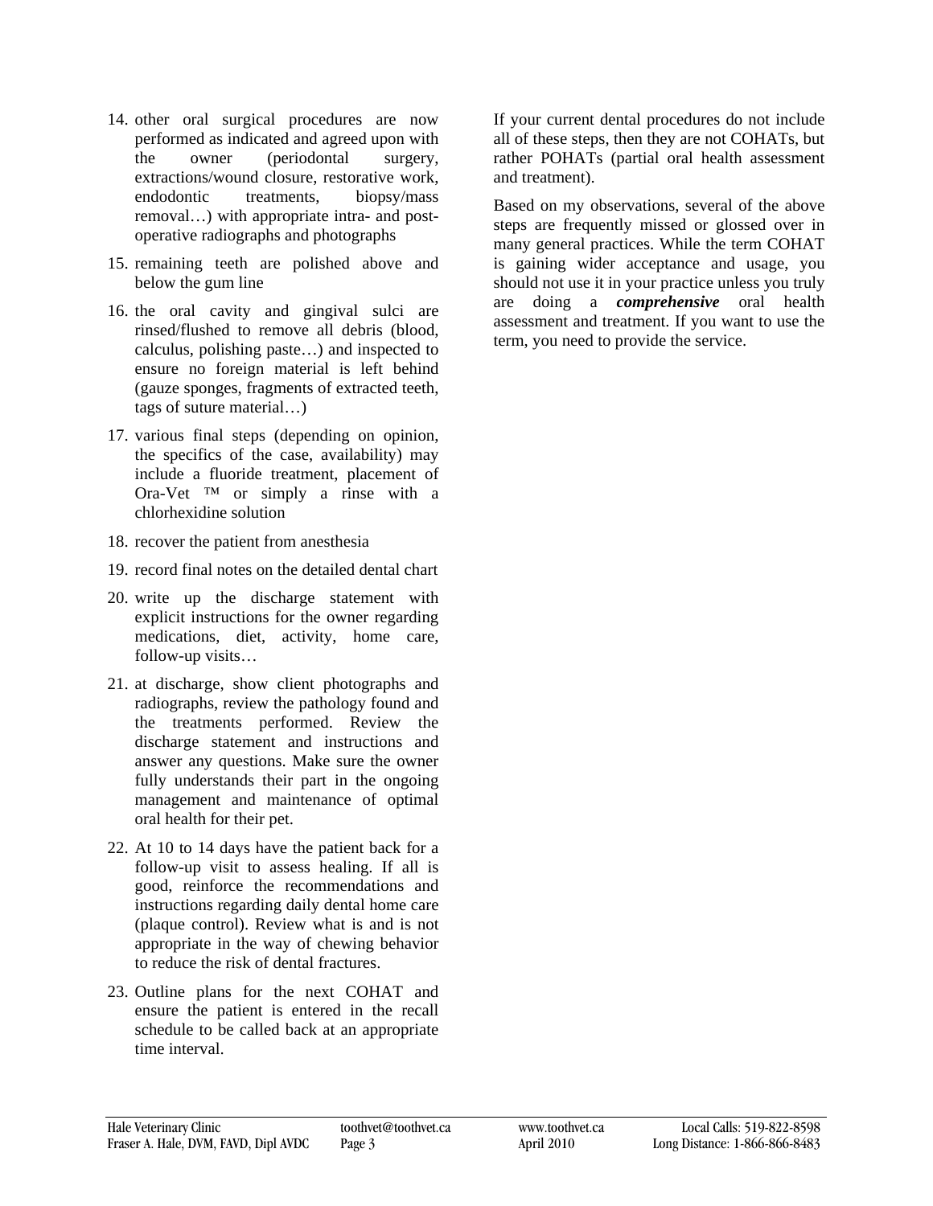14. other oral surgical procedures are now performed as indicated and agreed upon with the owner (periodontal surgery, extractions/wound closure, restorative work, endodontic treatments, biopsy/mass removal…) with appropriate intra- and post-operative radiographs and photographs
15. remaining teeth are polished above and below the gum line
16. the oral cavity and gingival sulci are rinsed/flushed to remove all debris (blood, calculus, polishing paste…) and inspected to ensure no foreign material is left behind (gauze sponges, fragments of extracted teeth, tags of suture material…)
17. various final steps (depending on opinion, the specifics of the case, availability) may include a fluoride treatment, placement of Ora-Vet ™ or simply a rinse with a chlorhexidine solution
18. recover the patient from anesthesia
19. record final notes on the detailed dental chart
20. write up the discharge statement with explicit instructions for the owner regarding medications, diet, activity, home care, follow-up visits…
21. at discharge, show client photographs and radiographs, review the pathology found and the treatments performed. Review the discharge statement and instructions and answer any questions. Make sure the owner fully understands their part in the ongoing management and maintenance of optimal oral health for their pet.
22. At 10 to 14 days have the patient back for a follow-up visit to assess healing. If all is good, reinforce the recommendations and instructions regarding daily dental home care (plaque control). Review what is and is not appropriate in the way of chewing behavior to reduce the risk of dental fractures.
23. Outline plans for the next COHAT and ensure the patient is entered in the recall schedule to be called back at an appropriate time interval.

If your current dental procedures do not include all of these steps, then they are not COHATs, but rather POHATs (partial oral health assessment and treatment).

Based on my observations, several of the above steps are frequently missed or glossed over in many general practices. While the term COHAT is gaining wider acceptance and usage, you should not use it in your practice unless you truly are doing a ***comprehensive*** oral health assessment and treatment. If you want to use the term, you need to provide the service.